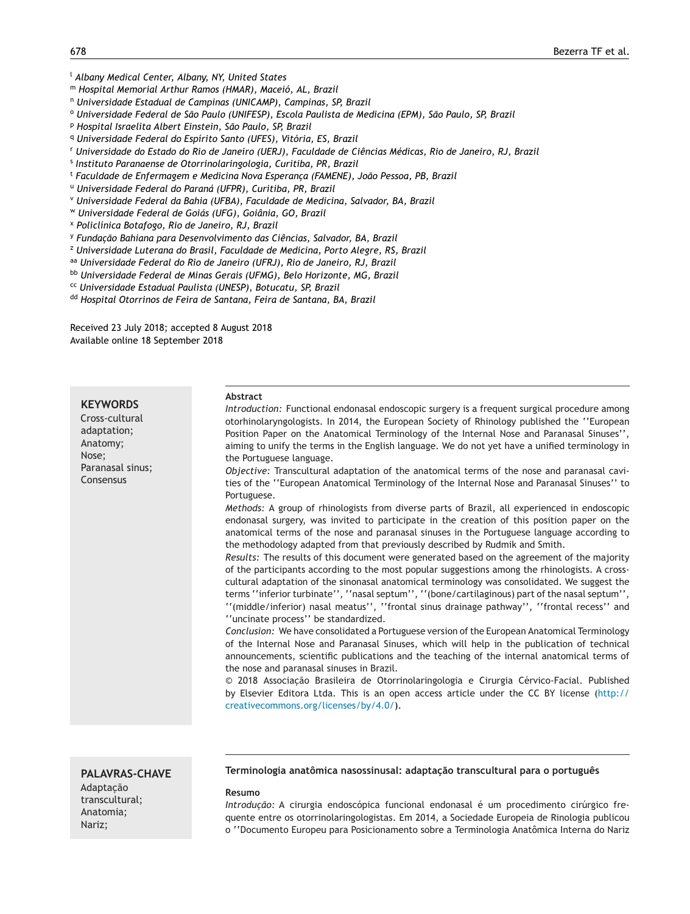[l] Albany Medical Center, Albany, NY, United States
[m] Hospital Memorial Arthur Ramos (HMAR), Maceió, AL, Brazil
[n] Universidade Estadual de Campinas (UNICAMP), Campinas, SP, Brazil
[o] Universidade Federal de São Paulo (UNIFESP), Escola Paulista de Medicina (EPM), São Paulo, SP, Brazil
[p] Hospital Israelita Albert Einstein, São Paulo, SP, Brazil
[q] Universidade Federal do Espírito Santo (UFES), Vitória, ES, Brazil
[r] Universidade do Estado do Rio de Janeiro (UERJ), Faculdade de Ciências Médicas, Rio de Janeiro, RJ, Brazil
[s] Instituto Paranaense de Otorrinolaringologia, Curitiba, PR, Brazil
[t] Faculdade de Enfermagem e Medicina Nova Esperança (FAMENE), João Pessoa, PB, Brazil
[u] Universidade Federal do Paraná (UFPR), Curitiba, PR, Brazil
[v] Universidade Federal da Bahia (UFBA), Faculdade de Medicina, Salvador, BA, Brazil
[w] Universidade Federal de Goiás (UFG), Goiânia, GO, Brazil
[x] Policlínica Botafogo, Rio de Janeiro, RJ, Brazil
[y] Fundação Bahiana para Desenvolvimento das Ciências, Salvador, BA, Brazil
[z] Universidade Luterana do Brasil, Faculdade de Medicina, Porto Alegre, RS, Brazil
[aa] Universidade Federal do Rio de Janeiro (UFRJ), Rio de Janeiro, RJ, Brazil
[bb] Universidade Federal de Minas Gerais (UFMG), Belo Horizonte, MG, Brazil
[cc] Universidade Estadual Paulista (UNESP), Botucatu, SP, Brazil
[dd] Hospital Otorrinos de Feira de Santana, Feira de Santana, BA, Brazil

Received 23 July 2018; accepted 8 August 2018
Available online 18 September 2018

**KEYWORDS**
Cross-cultural adaptation;
Anatomy;
Nose;
Paranasal sinus;
Consensus

**Abstract**

*Introduction:* Functional endonasal endoscopic surgery is a frequent surgical procedure among otorhinolaryngologists. In 2014, the European Society of Rhinology published the ''European Position Paper on the Anatomical Terminology of the Internal Nose and Paranasal Sinuses'', aiming to unify the terms in the English language. We do not yet have a unified terminology in the Portuguese language.

*Objective:* Transcultural adaptation of the anatomical terms of the nose and paranasal cavities of the ''European Anatomical Terminology of the Internal Nose and Paranasal Sinuses'' to Portuguese.

*Methods:* A group of rhinologists from diverse parts of Brazil, all experienced in endoscopic endonasal surgery, was invited to participate in the creation of this position paper on the anatomical terms of the nose and paranasal sinuses in the Portuguese language according to the methodology adapted from that previously described by Rudmik and Smith.

*Results:* The results of this document were generated based on the agreement of the majority of the participants according to the most popular suggestions among the rhinologists. A cross-cultural adaptation of the sinonasal anatomical terminology was consolidated. We suggest the terms ''inferior turbinate'', ''nasal septum'', ''(bone/cartilaginous) part of the nasal septum'', ''(middle/inferior) nasal meatus'', ''frontal sinus drainage pathway'', ''frontal recess'' and ''uncinate process'' be standardized.

*Conclusion:* We have consolidated a Portuguese version of the European Anatomical Terminology of the Internal Nose and Paranasal Sinuses, which will help in the publication of technical announcements, scientific publications and the teaching of the internal anatomical terms of the nose and paranasal sinuses in Brazil.

© 2018 Associação Brasileira de Otorrinolaringologia e Cirurgia Cérvico-Facial. Published by Elsevier Editora Ltda. This is an open access article under the CC BY license (http://creativecommons.org/licenses/by/4.0/).

**PALAVRAS-CHAVE**
Adaptação transcultural;
Anatomia;
Nariz;

**Terminologia anatômica nasossinusal: adaptação transcultural para o português**

**Resumo**

*Introdução:* A cirurgia endoscópica funcional endonasal é um procedimento cirúrgico frequente entre os otorrinolaringologistas. Em 2014, a Sociedade Europeia de Rinologia publicou o ''Documento Europeu para Posicionamento sobre a Terminologia Anatômica Interna do Nariz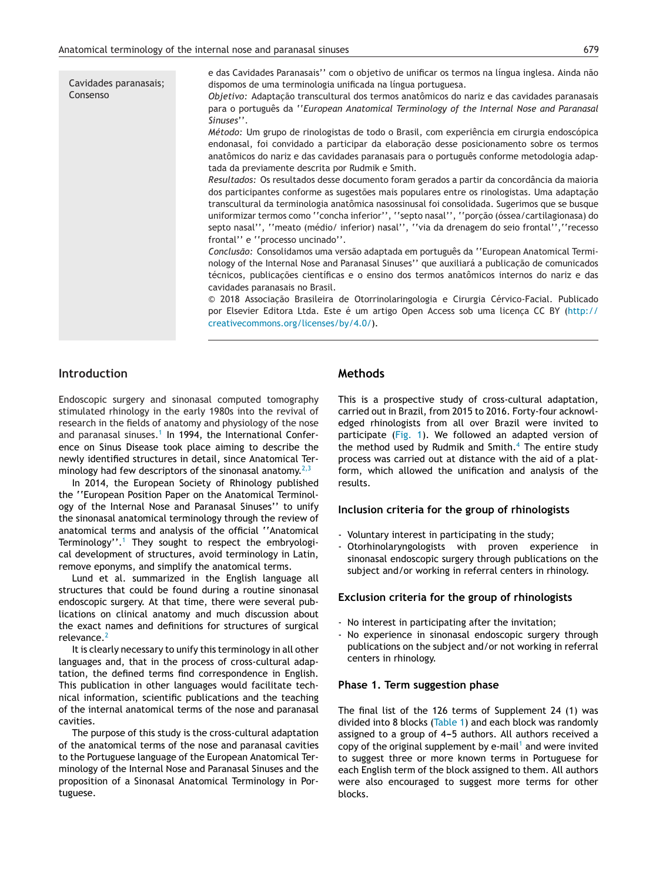Cavidades paranasais; Consenso

e das Cavidades Paranasais'' com o objetivo de unificar os termos na língua inglesa. Ainda não dispomos de uma terminologia unificada na língua portuguesa.

*Objetivo:* Adaptação transcultural dos termos anatômicos do nariz e das cavidades paranasais para o português da ''*European Anatomical Terminology of the Internal Nose and Paranasal Sinuses*''.

*Método:* Um grupo de rinologistas de todo o Brasil, com experiência em cirurgia endoscópica endonasal, foi convidado a participar da elaboração desse posicionamento sobre os termos anatômicos do nariz e das cavidades paranasais para o português conforme metodologia adaptada da previamente descrita por Rudmik e Smith.

*Resultados:* Os resultados desse documento foram gerados a partir da concordância da maioria dos participantes conforme as sugestões mais populares entre os rinologistas. Uma adaptação transcultural da terminologia anatômica nasossinusal foi consolidada. Sugerimos que se busque uniformizar termos como ''concha inferior'', ''septo nasal'', ''porção (óssea/cartilagionasa) do septo nasal'', ''meato (médio/ inferior) nasal'', ''via da drenagem do seio frontal'',''recesso frontal'' e ''processo uncinado''.

*Conclusão:* Consolidamos uma versão adaptada em português da ''European Anatomical Terminology of the Internal Nose and Paranasal Sinuses'' que auxiliará a publicação de comunicados técnicos, publicações científicas e o ensino dos termos anatômicos internos do nariz e das cavidades paranasais no Brasil.

© 2018 Associação Brasileira de Otorrinolaringologia e Cirurgia Cérvico-Facial. Publicado por Elsevier Editora Ltda. Este é um artigo Open Access sob uma licença CC BY (http://creativecommons.org/licenses/by/4.0/).

## Introduction

Endoscopic surgery and sinonasal computed tomography stimulated rhinology in the early 1980s into the revival of research in the fields of anatomy and physiology of the nose and paranasal sinuses.[1] In 1994, the International Conference on Sinus Disease took place aiming to describe the newly identified structures in detail, since Anatomical Terminology had few descriptors of the sinonasal anatomy.[2,3]

In 2014, the European Society of Rhinology published the ''European Position Paper on the Anatomical Terminology of the Internal Nose and Paranasal Sinuses'' to unify the sinonasal anatomical terminology through the review of anatomical terms and analysis of the official ''Anatomical Terminology''.[1] They sought to respect the embryological development of structures, avoid terminology in Latin, remove eponyms, and simplify the anatomical terms.

Lund et al. summarized in the English language all structures that could be found during a routine sinonasal endoscopic surgery. At that time, there were several publications on clinical anatomy and much discussion about the exact names and definitions for structures of surgical relevance.[2]

It is clearly necessary to unify this terminology in all other languages and, that in the process of cross-cultural adaptation, the defined terms find correspondence in English. This publication in other languages would facilitate technical information, scientific publications and the teaching of the internal anatomical terms of the nose and paranasal cavities.

The purpose of this study is the cross-cultural adaptation of the anatomical terms of the nose and paranasal cavities to the Portuguese language of the European Anatomical Terminology of the Internal Nose and Paranasal Sinuses and the proposition of a Sinonasal Anatomical Terminology in Portuguese.

## Methods

This is a prospective study of cross-cultural adaptation, carried out in Brazil, from 2015 to 2016. Forty-four acknowledged rhinologists from all over Brazil were invited to participate (Fig. 1). We followed an adapted version of the method used by Rudmik and Smith.[4] The entire study process was carried out at distance with the aid of a platform, which allowed the unification and analysis of the results.

### Inclusion criteria for the group of rhinologists

- Voluntary interest in participating in the study;
- Otorhinolaryngologists with proven experience in sinonasal endoscopic surgery through publications on the subject and/or working in referral centers in rhinology.

### Exclusion criteria for the group of rhinologists

- No interest in participating after the invitation;
- No experience in sinonasal endoscopic surgery through publications on the subject and/or not working in referral centers in rhinology.

### Phase 1. Term suggestion phase

The final list of the 126 terms of Supplement 24 (1) was divided into 8 blocks (Table 1) and each block was randomly assigned to a group of 4–5 authors. All authors received a copy of the original supplement by e-mail[1] and were invited to suggest three or more known terms in Portuguese for each English term of the block assigned to them. All authors were also encouraged to suggest more terms for other blocks.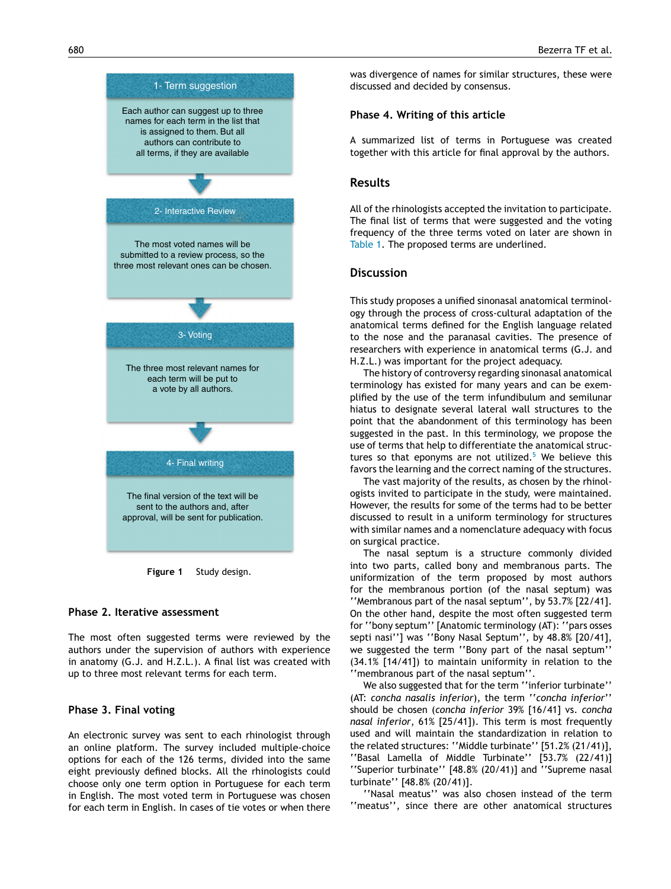1- Term suggestion

Each author can suggest up to three names for each term in the list that is assigned to them. But all authors can contribute to all terms, if they are available

2- Interactive Review

The most voted names will be submitted to a review process, so the three most relevant ones can be chosen.

3- Voting

The three most relevant names for each term will be put to a vote by all authors.

4- Final writing

The final version of the text will be sent to the authors and, after approval, will be sent for publication.

**Figure 1** Study design.

### Phase 2. Iterative assessment

The most often suggested terms were reviewed by the authors under the supervision of authors with experience in anatomy (G.J. and H.Z.L.). A final list was created with up to three most relevant terms for each term.

### Phase 3. Final voting

An electronic survey was sent to each rhinologist through an online platform. The survey included multiple-choice options for each of the 126 terms, divided into the same eight previously defined blocks. All the rhinologists could choose only one term option in Portuguese for each term in English. The most voted term in Portuguese was chosen for each term in English. In cases of tie votes or when there was divergence of names for similar structures, these were discussed and decided by consensus.

### Phase 4. Writing of this article

A summarized list of terms in Portuguese was created together with this article for final approval by the authors.

## Results

All of the rhinologists accepted the invitation to participate. The final list of terms that were suggested and the voting frequency of the three terms voted on later are shown in Table 1. The proposed terms are underlined.

## Discussion

This study proposes a unified sinonasal anatomical terminology through the process of cross-cultural adaptation of the anatomical terms defined for the English language related to the nose and the paranasal cavities. The presence of researchers with experience in anatomical terms (G.J. and H.Z.L.) was important for the project adequacy.

The history of controversy regarding sinonasal anatomical terminology has existed for many years and can be exemplified by the use of the term infundibulum and semilunar hiatus to designate several lateral wall structures to the point that the abandonment of this terminology has been suggested in the past. In this terminology, we propose the use of terms that help to differentiate the anatomical structures so that eponyms are not utilized.[5] We believe this favors the learning and the correct naming of the structures.

The vast majority of the results, as chosen by the rhinologists invited to participate in the study, were maintained. However, the results for some of the terms had to be better discussed to result in a uniform terminology for structures with similar names and a nomenclature adequacy with focus on surgical practice.

The nasal septum is a structure commonly divided into two parts, called bony and membranous parts. The uniformization of the term proposed by most authors for the membranous portion (of the nasal septum) was ''Membranous part of the nasal septum'', by 53.7% [22/41]. On the other hand, despite the most often suggested term for ''bony septum'' [Anatomic terminology (AT): ''pars ossea septi nasi''] was ''Bony Nasal Septum'', by 48.8% [20/41], we suggested the term ''Bony part of the nasal septum'' (34.1% [14/41]) to maintain uniformity in relation to the ''membranous part of the nasal septum''.

We also suggested that for the term ''inferior turbinate'' (AT: *concha nasalis inferior*), the term ''*concha inferior*'' should be chosen (*concha inferior* 39% [16/41] vs. *concha nasal inferior*, 61% [25/41]). This term is most frequently used and will maintain the standardization in relation to the related structures: ''Middle turbinate'' [51.2% (21/41)], ''Basal Lamella of Middle Turbinate'' [53.7% (22/41)] ''Superior turbinate'' [48.8% (20/41)] and ''Supreme nasal turbinate'' [48.8% (20/41)].

''Nasal meatus'' was also chosen instead of the term ''meatus'', since there are other anatomical structures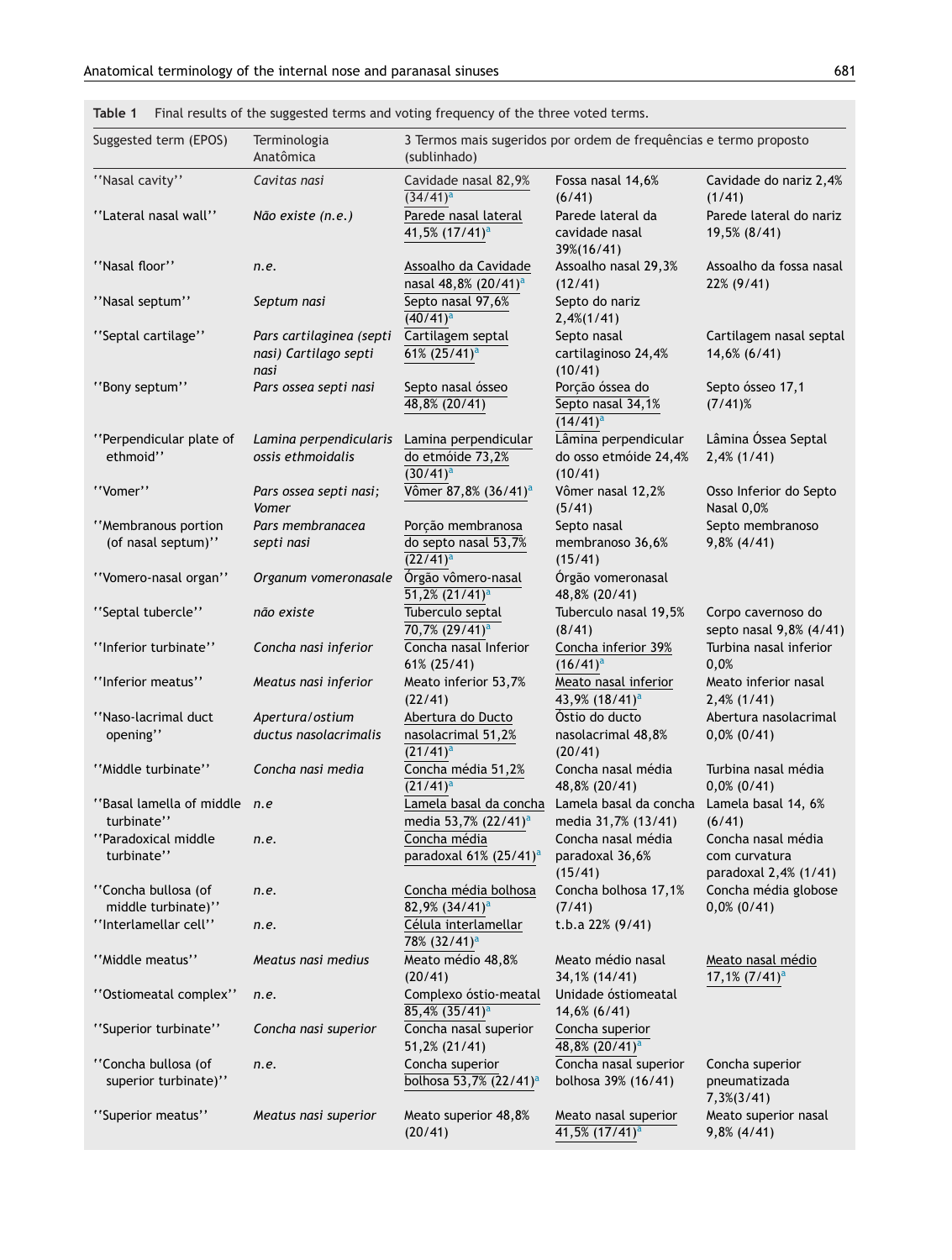**Table 1** Final results of the suggested terms and voting frequency of the three voted terms.

| Suggested term (EPOS) | Terminologia Anatômica | 3 Termos mais sugeridos por ordem de frequências e termo proposto (sublinhado) | | |
|---|---|---|---|---|
| ''Nasal cavity'' | *Cavitas nasi* | <u>Cavidade nasal 82,9% (34/41)</u>[a] | Fossa nasal 14,6% (6/41) | Cavidade do nariz 2,4% (1/41) |
| ''Lateral nasal wall'' | *Não existe (n.e.)* | <u>Parede nasal lateral 41,5% (17/41)</u>[a] | Parede lateral da cavidade nasal 39%(16/41) | Parede lateral do nariz 19,5% (8/41) |
| ''Nasal floor'' | *n.e.* | <u>Assoalho da Cavidade nasal 48,8% (20/41)</u>[a] | Assoalho nasal 29,3% (12/41) | Assoalho da fossa nasal 22% (9/41) |
| ''Nasal septum'' | *Septum nasi* | <u>Septo nasal 97,6% (40/41)</u>[a] | Septo do nariz 2,4%(1/41) | |
| ''Septal cartilage'' | *Pars cartilaginea (septi nasi) Cartilago septi nasi* | <u>Cartilagem septal 61% (25/41)</u>[a] | Septo nasal cartilaginoso 24,4% (10/41) | Cartilagem nasal septal 14,6% (6/41) |
| ''Bony septum'' | *Pars ossea septi nasi* | <u>Septo nasal ósseo 48,8% (20/41)</u> | <u>Porção óssea do Septo nasal 34,1% (14/41)</u>[a] | Septo ósseo 17,1 (7/41)% |
| ''Perpendicular plate of ethmoid'' | *Lamina perpendicularis ossis ethmoidalis* | <u>Lamina perpendicular do etmóide 73,2% (30/41)</u>[a] | Lâmina perpendicular do osso etmóide 24,4% (10/41) | Lâmina Óssea Septal 2,4% (1/41) |
| ''Vomer'' | *Pars ossea septi nasi; Vomer* | <u>Vômer 87,8% (36/41)</u>[a] | Vômer nasal 12,2% (5/41) | Osso Inferior do Septo Nasal 0,0% |
| ''Membranous portion (of nasal septum)'' | *Pars membranacea septi nasi* | <u>Porção membranosa do septo nasal 53,7% (22/41)</u>[a] | Septo nasal membranoso 36,6% (15/41) | Septo membranoso 9,8% (4/41) |
| ''Vomero-nasal organ'' | *Organum vomeronasale* | <u>Órgão vômero-nasal 51,2% (21/41)</u>[a] | Órgão vomeronasal 48,8% (20/41) | |
| ''Septal tubercle'' | *não existe* | <u>Tuberculo septal 70,7% (29/41)</u>[a] | Tuberculo nasal 19,5% (8/41) | Corpo cavernoso do septo nasal 9,8% (4/41) |
| ''Inferior turbinate'' | *Concha nasi inferior* | Concha nasal Inferior 61% (25/41) | <u>Concha inferior 39% (16/41)</u>[a] | Turbina nasal inferior 0,0% |
| ''Inferior meatus'' | *Meatus nasi inferior* | Meato inferior 53,7% (22/41) | <u>Meato nasal inferior 43,9% (18/41)</u>[a] | Meato inferior nasal 2,4% (1/41) |
| ''Naso-lacrimal duct opening'' | *Apertura/ostium ductus nasolacrimalis* | <u>Abertura do Ducto nasolacrimal 51,2% (21/41)</u>[a] | Óstio do ducto nasolacrimal 48,8% (20/41) | Abertura nasolacrimal 0,0% (0/41) |
| ''Middle turbinate'' | *Concha nasi media* | <u>Concha média 51,2% (21/41)</u>[a] | Concha nasal média 48,8% (20/41) | Turbina nasal média 0,0% (0/41) |
| ''Basal lamella of middle turbinate'' | *n.e* | <u>Lamela basal da concha media 53,7% (22/41)</u>[a] | Lamela basal da concha media 31,7% (13/41) | Lamela basal 14, 6% (6/41) |
| ''Paradoxical middle turbinate'' | *n.e.* | <u>Concha média paradoxal 61% (25/41)</u>[a] | Concha nasal média paradoxal 36,6% (15/41) | Concha nasal média com curvatura paradoxal 2,4% (1/41) |
| ''Concha bullosa (of middle turbinate)'' | *n.e.* | <u>Concha média bolhosa 82,9% (34/41)</u>[a] | Concha bolhosa 17,1% (7/41) | Concha média globose 0,0% (0/41) |
| ''Interlamellar cell'' | *n.e.* | <u>Célula interlamellar 78% (32/41)</u>[a] | t.b.a 22% (9/41) | |
| ''Middle meatus'' | *Meatus nasi medius* | Meato médio 48,8% (20/41) | Meato médio nasal 34,1% (14/41) | <u>Meato nasal médio 17,1% (7/41)</u>[a] |
| ''Ostiomeatal complex'' | *n.e.* | <u>Complexo óstio-meatal 85,4% (35/41)</u>[a] | Unidade óstiomeatal 14,6% (6/41) | |
| ''Superior turbinate'' | *Concha nasi superior* | Concha nasal superior 51,2% (21/41) | <u>Concha superior 48,8% (20/41)</u>[a] | |
| ''Concha bullosa (of superior turbinate)'' | *n.e.* | <u>Concha superior bolhosa 53,7% (22/41)</u>[a] | Concha nasal superior bolhosa 39% (16/41) | Concha superior pneumatizada 7,3%(3/41) |
| ''Superior meatus'' | *Meatus nasi superior* | Meato superior 48,8% (20/41) | <u>Meato nasal superior 41,5% (17/41)</u>[a] | Meato superior nasal 9,8% (4/41) |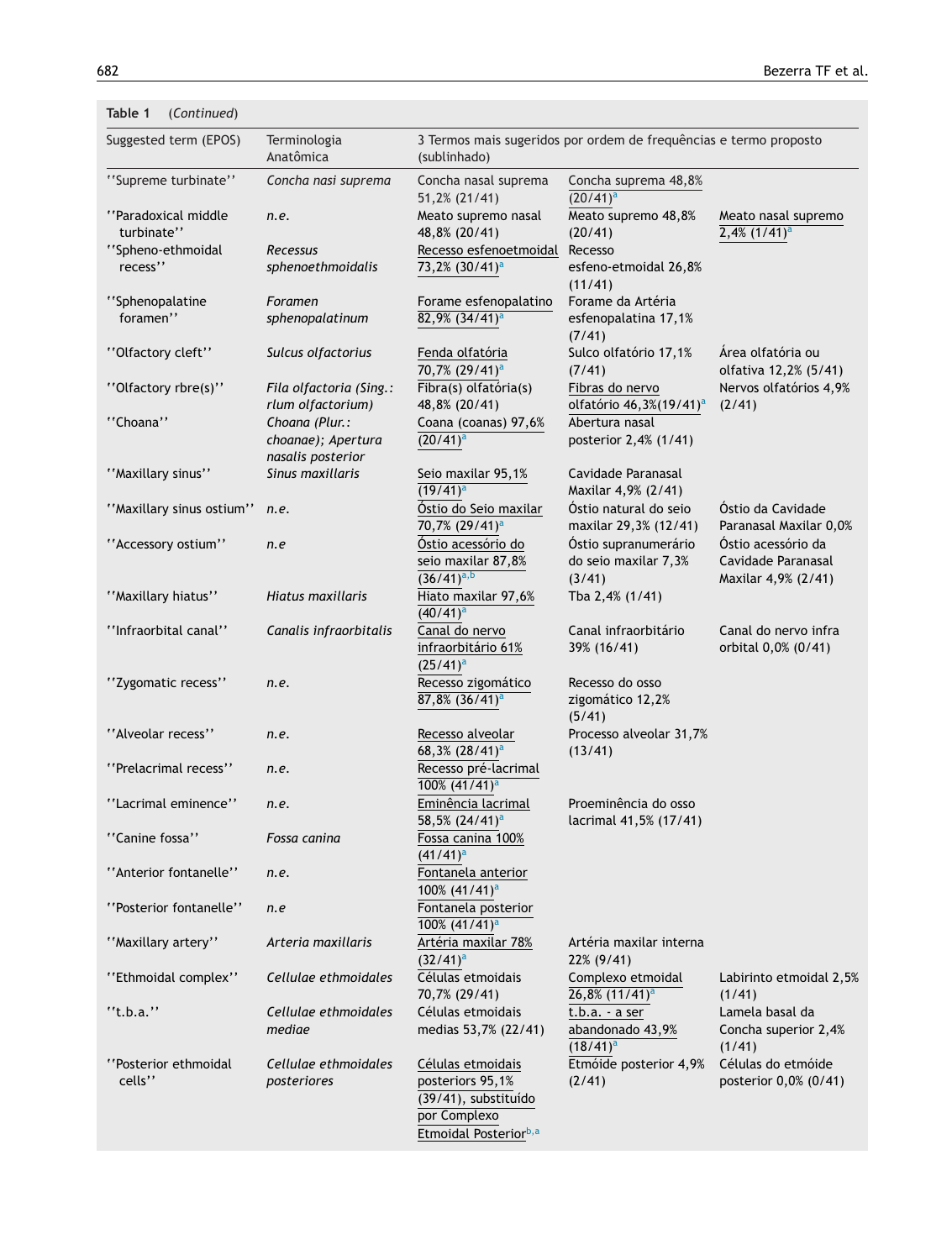**Table 1** *(Continued)*

| Suggested term (EPOS) | Terminologia Anatômica | 3 Termos mais sugeridos por ordem de frequências e termo proposto (sublinhado) | | |
|---|---|---|---|---|
| ''Supreme turbinate'' | *Concha nasi suprema* | Concha nasal suprema 51,2% (21/41) | Concha suprema 48,8% (20/41)[a] | |
| ''Paradoxical middle turbinate'' | *n.e.* | Meato supremo nasal 48,8% (20/41) | Meato supremo 48,8% (20/41) | Meato nasal supremo 2,4% (1/41)[a] |
| ''Spheno-ethmoidal recess'' | *Recessus sphenoethmoidalis* | Recesso esfenoetmoidal 73,2% (30/41)[a] | Recesso esfeno-etmoidal 26,8% (11/41) | |
| ''Sphenopalatine foramen'' | *Foramen sphenopalatinum* | Forame esfenopalatino 82,9% (34/41)[a] | Forame da Artéria esfenopalatina 17,1% (7/41) | |
| ''Olfactory cleft'' | *Sulcus olfactorius* | Fenda olfatória 70,7% (29/41)[a] | Sulco olfatório 17,1% (7/41) | Área olfatória ou olfativa 12,2% (5/41) |
| ''Olfactory rbre(s)'' | *Fila olfactoria (Sing.: rlum olfactorium)* | Fibra(s) olfatória(s) 48,8% (20/41) | Fibras do nervo olfatório 46,3%(19/41)[a] | Nervos olfatórios 4,9% (2/41) |
| ''Choana'' | *Choana (Plur.: choanae); Apertura nasalis posterior* | Coana (coanas) 97,6% (20/41)[a] | Abertura nasal posterior 2,4% (1/41) | |
| ''Maxillary sinus'' | *Sinus maxillaris* | Seio maxilar 95,1% (19/41)[a] | Cavidade Paranasal Maxilar 4,9% (2/41) | |
| ''Maxillary sinus ostium'' | *n.e.* | Óstio do Seio maxilar 70,7% (29/41)[a] | Óstio natural do seio maxilar 29,3% (12/41) | Óstio da Cavidade Paranasal Maxilar 0,0% |
| ''Accessory ostium'' | *n.e* | Óstio acessório do seio maxilar 87,8% (36/41)[a,b] | Óstio supranumerário do seio maxilar 7,3% (3/41) | Óstio acessório da Cavidade Paranasal Maxilar 4,9% (2/41) |
| ''Maxillary hiatus'' | *Hiatus maxillaris* | Hiato maxilar 97,6% (40/41)[a] | Tba 2,4% (1/41) | |
| ''Infraorbital canal'' | *Canalis infraorbitalis* | Canal do nervo infraorbitário 61% (25/41)[a] | Canal infraorbitário 39% (16/41) | Canal do nervo infra orbital 0,0% (0/41) |
| ''Zygomatic recess'' | *n.e.* | Recesso zigomático 87,8% (36/41)[a] | Recesso do osso zigomático 12,2% (5/41) | |
| ''Alveolar recess'' | *n.e.* | Recesso alveolar 68,3% (28/41)[a] | Processo alveolar 31,7% (13/41) | |
| ''Prelacrimal recess'' | *n.e.* | Recesso pré-lacrimal 100% (41/41)[a] | | |
| ''Lacrimal eminence'' | *n.e.* | Eminência lacrimal 58,5% (24/41)[a] | Proeminência do osso lacrimal 41,5% (17/41) | |
| ''Canine fossa'' | *Fossa canina* | Fossa canina 100% (41/41)[a] | | |
| ''Anterior fontanelle'' | *n.e.* | Fontanela anterior 100% (41/41)[a] | | |
| ''Posterior fontanelle'' | *n.e* | Fontanela posterior 100% (41/41)[a] | | |
| ''Maxillary artery'' | *Arteria maxillaris* | Artéria maxilar 78% (32/41)[a] | Artéria maxilar interna 22% (9/41) | |
| ''Ethmoidal complex'' | *Cellulae ethmoidales* | Células etmoidais 70,7% (29/41) | Complexo etmoidal 26,8% (11/41)[a] | Labirinto etmoidal 2,5% (1/41) |
| ''t.b.a.'' | *Cellulae ethmoidales mediae* | Células etmoidais medias 53,7% (22/41) | t.b.a. - a ser abandonado 43,9% (18/41)[a] | Lamela basal da Concha superior 2,4% (1/41) |
| ''Posterior ethmoidal cells'' | *Cellulae ethmoidales posteriores* | Células etmoidais posteriors 95,1% (39/41), substituído por Complexo Etmoidal Posterior[b,a] | Etmóide posterior 4,9% (2/41) | Células do etmóide posterior 0,0% (0/41) |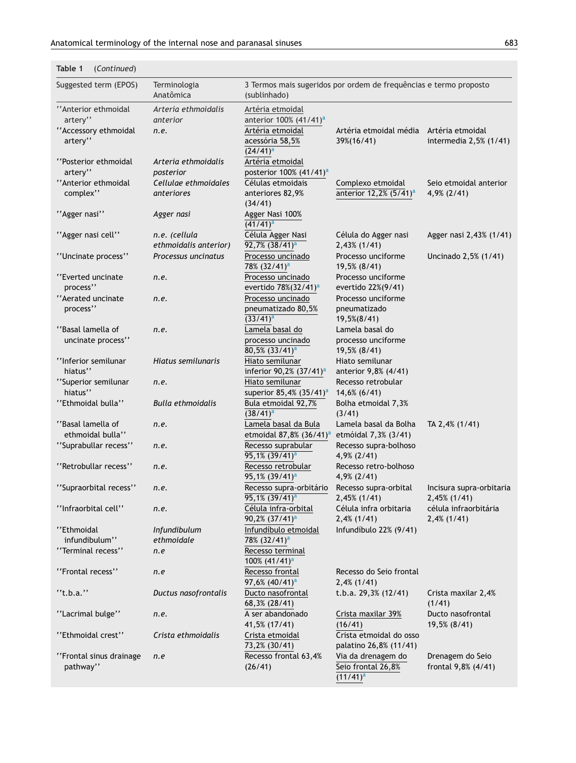**Table 1** (*Continued*)

| Suggested term (EPOS) | Terminologia Anatômica | 3 Termos mais sugeridos por ordem de frequências e termo proposto (sublinhado) | | |
|---|---|---|---|---|
| ''Anterior ethmoidal artery'' | *Arteria ethmoidalis anterior* | Artéria etmoidal anterior 100% (41/41)[a] | | |
| ''Accessory ethmoidal artery'' | *n.e.* | Artéria etmoidal acessória 58,5% (24/41)[a] | Artéria etmoidal média 39%(16/41) | Artéria etmoidal intermedia 2,5% (1/41) |
| ''Posterior ethmoidal artery'' | *Arteria ethmoidalis posterior* | Artéria etmoidal posterior 100% (41/41)[a] | | |
| ''Anterior ethmoidal complex'' | *Cellulae ethmoidales anteriores* | Células etmoidais anteriores 82,9% (34/41) | Complexo etmoidal anterior 12,2% (5/41)[a] | Seio etmoidal anterior 4,9% (2/41) |
| ''Agger nasi'' | *Agger nasi* | Agger Nasi 100% (41/41)[a] | | |
| ''Agger nasi cell'' | *n.e. (cellula ethmoidalis anterior)* | Célula Agger Nasi 92,7% (38/41)[a] | Célula do Agger nasi 2,43% (1/41) | Agger nasi 2,43% (1/41) |
| ''Uncinate process'' | *Processus uncinatus* | Processo uncinado 78% (32/41)[a] | Processo unciforme 19,5% (8/41) | Uncinado 2,5% (1/41) |
| ''Everted uncinate process'' | *n.e.* | Processo uncinado evertido 78%(32/41)[a] | Processo unciforme evertido 22%(9/41) | |
| ''Aerated uncinate process'' | *n.e.* | Processo uncinado pneumatizado 80,5% (33/41)[a] | Processo unciforme pneumatizado 19,5%(8/41) | |
| ''Basal lamella of uncinate process'' | *n.e.* | Lamela basal do processo uncinado 80,5% (33/41)[a] | Lamela basal do processo unciforme 19,5% (8/41) | |
| ''Inferior semilunar hiatus'' | *Hiatus semilunaris* | Hiato semilunar inferior 90,2% (37/41)[a] | Hiato semilunar anterior 9,8% (4/41) | |
| ''Superior semilunar hiatus'' | *n.e.* | Hiato semilunar superior 85,4% (35/41)[a] | Recesso retrobular 14,6% (6/41) | |
| ''Ethmoidal bulla'' | *Bulla ethmoidalis* | Bula etmoidal 92,7% (38/41)[a] | Bolha etmoidal 7,3% (3/41) | |
| ''Basal lamella of ethmoidal bulla'' | *n.e.* | Lamela basal da Bula etmoidal 87,8% (36/41)[a] | Lamela basal da Bolha etmóidal 7,3% (3/41) | TA 2,4% (1/41) |
| ''Suprabullar recess'' | *n.e.* | Recesso suprabular 95,1% (39/41)[a] | Recesso supra-bolhoso 4,9% (2/41) | |
| ''Retrobullar recess'' | *n.e.* | Recesso retrobular 95,1% (39/41)[a] | Recesso retro-bolhoso 4,9% (2/41) | |
| ''Supraorbital recess'' | *n.e.* | Recesso supra-orbitário 95,1% (39/41)[a] | Recesso supra-orbital 2,45% (1/41) | Incisura supra-orbitaria 2,45% (1/41) |
| ''Infraorbital cell'' | *n.e.* | Célula infra-orbital 90,2% (37/41)[a] | Célula infra orbitaria 2,4% (1/41) | célula infraorbitária 2,4% (1/41) |
| ''Ethmoidal infundibulum'' | *Infundibulum ethmoidale* | Infundíbulo etmoidal 78% (32/41)[a] | Infundíbulo 22% (9/41) | |
| ''Terminal recess'' | *n.e* | Recesso terminal 100% (41/41)[a] | | |
| ''Frontal recess'' | *n.e* | Recesso frontal 97,6% (40/41)[a] | Recesso do Seio frontal 2,4% (1/41) | |
| ''t.b.a.'' | *Ductus nasofrontalis* | Ducto nasofrontal 68,3% (28/41) | t.b.a. 29,3% (12/41) | Crista maxilar 2,4% (1/41) |
| ''Lacrimal bulge'' | *n.e.* | A ser abandonado 41,5% (17/41) | Crista maxilar 39% (16/41) | Ducto nasofrontal 19,5% (8/41) |
| ''Ethmoidal crest'' | *Crista ethmoidalis* | Crista etmoidal 73,2% (30/41) | Crista etmoidal do osso palatino 26,8% (11/41) | |
| ''Frontal sinus drainage pathway'' | *n.e* | Recesso frontal 63,4% (26/41) | Via da drenagem do Seio frontal 26,8% (11/41)[a] | Drenagem do Seio frontal 9,8% (4/41) |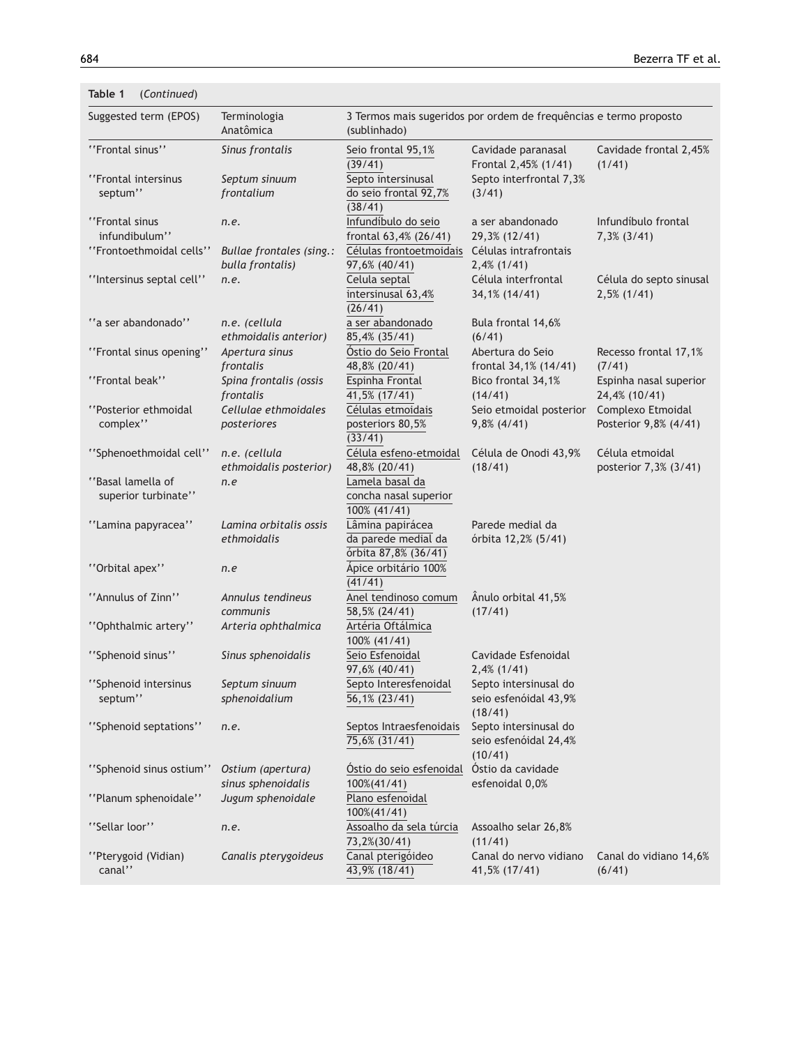**Table 1** (*Continued*)

| Suggested term (EPOS) | Terminologia Anatômica | 3 Termos mais sugeridos por ordem de frequências e termo proposto (sublinhado) | | |
|---|---|---|---|---|
| ''Frontal sinus'' | *Sinus frontalis* | Seio frontal 95,1% (39/41) | Cavidade paranasal Frontal 2,45% (1/41) | Cavidade frontal 2,45% (1/41) |
| ''Frontal intersinus septum'' | *Septum sinuum frontalium* | Septo intersinusal do seio frontal 92,7% (38/41) | Septo interfrontal 7,3% (3/41) | |
| ''Frontal sinus infundibulum'' | *n.e.* | Infundíbulo do seio frontal 63,4% (26/41) | a ser abandonado 29,3% (12/41) | Infundíbulo frontal 7,3% (3/41) |
| ''Frontoethmoidal cells'' | *Bullae frontales (sing.: bulla frontalis)* | Células frontoetmoidais 97,6% (40/41) | Células intrafrontais 2,4% (1/41) | |
| ''Intersinus septal cell'' | *n.e.* | Celula septal intersinusal 63,4% (26/41) | Célula interfrontal 34,1% (14/41) | Célula do septo sinusal 2,5% (1/41) |
| ''a ser abandonado'' | *n.e. (cellula ethmoidalis anterior)* | a ser abandonado 85,4% (35/41) | Bula frontal 14,6% (6/41) | |
| ''Frontal sinus opening'' | *Apertura sinus frontalis* | Óstio do Seio Frontal 48,8% (20/41) | Abertura do Seio frontal 34,1% (14/41) | Recesso frontal 17,1% (7/41) |
| ''Frontal beak'' | *Spina frontalis (ossis frontalis* | Espinha Frontal 41,5% (17/41) | Bico frontal 34,1% (14/41) | Espinha nasal superior 24,4% (10/41) |
| ''Posterior ethmoidal complex'' | *Cellulae ethmoidales posteriores* | Células etmoidais posteriors 80,5% (33/41) | Seio etmoidal posterior 9,8% (4/41) | Complexo Etmoidal Posterior 9,8% (4/41) |
| ''Sphenoethmoidal cell'' | *n.e. (cellula ethmoidalis posterior)* | Célula esfeno-etmoidal 48,8% (20/41) | Célula de Onodi 43,9% (18/41) | Célula etmoidal posterior 7,3% (3/41) |
| ''Basal lamella of superior turbinate'' | *n.e* | Lamela basal da concha nasal superior 100% (41/41) | | |
| ''Lamina papyracea'' | *Lamina orbitalis ossis ethmoidalis* | Lâmina papirácea da parede medial da órbita 87,8% (36/41) | Parede medial da órbita 12,2% (5/41) | |
| ''Orbital apex'' | *n.e* | Ápice orbitário 100% (41/41) | | |
| ''Annulus of Zinn'' | *Annulus tendineus communis* | Anel tendinoso comum 58,5% (24/41) | Ânulo orbital 41,5% (17/41) | |
| ''Ophthalmic artery'' | *Arteria ophthalmica* | Artéria Oftálmica 100% (41/41) | | |
| ''Sphenoid sinus'' | *Sinus sphenoidalis* | Seio Esfenoidal 97,6% (40/41) | Cavidade Esfenoidal 2,4% (1/41) | |
| ''Sphenoid intersinus septum'' | *Septum sinuum sphenoidalium* | Septo Interesfenoidal 56,1% (23/41) | Septo intersinusal do seio esfenóidal 43,9% (18/41) | |
| ''Sphenoid septations'' | *n.e.* | Septos Intraesfenoidais 75,6% (31/41) | Septo intersinusal do seio esfenóidal 24,4% (10/41) | |
| ''Sphenoid sinus ostium'' | *Ostium (apertura) sinus sphenoidalis* | Óstio do seio esfenoidal 100%(41/41) | Óstio da cavidade esfenoidal 0,0% | |
| ''Planum sphenoidale'' | *Jugum sphenoidale* | Plano esfenoidal 100%(41/41) | | |
| ''Sellar loor'' | *n.e.* | Assoalho da sela túrcia 73,2%(30/41) | Assoalho selar 26,8% (11/41) | |
| ''Pterygoid (Vidian) canal'' | *Canalis pterygoideus* | Canal pterigóideo 43,9% (18/41) | Canal do nervo vidiano 41,5% (17/41) | Canal do vidiano 14,6% (6/41) |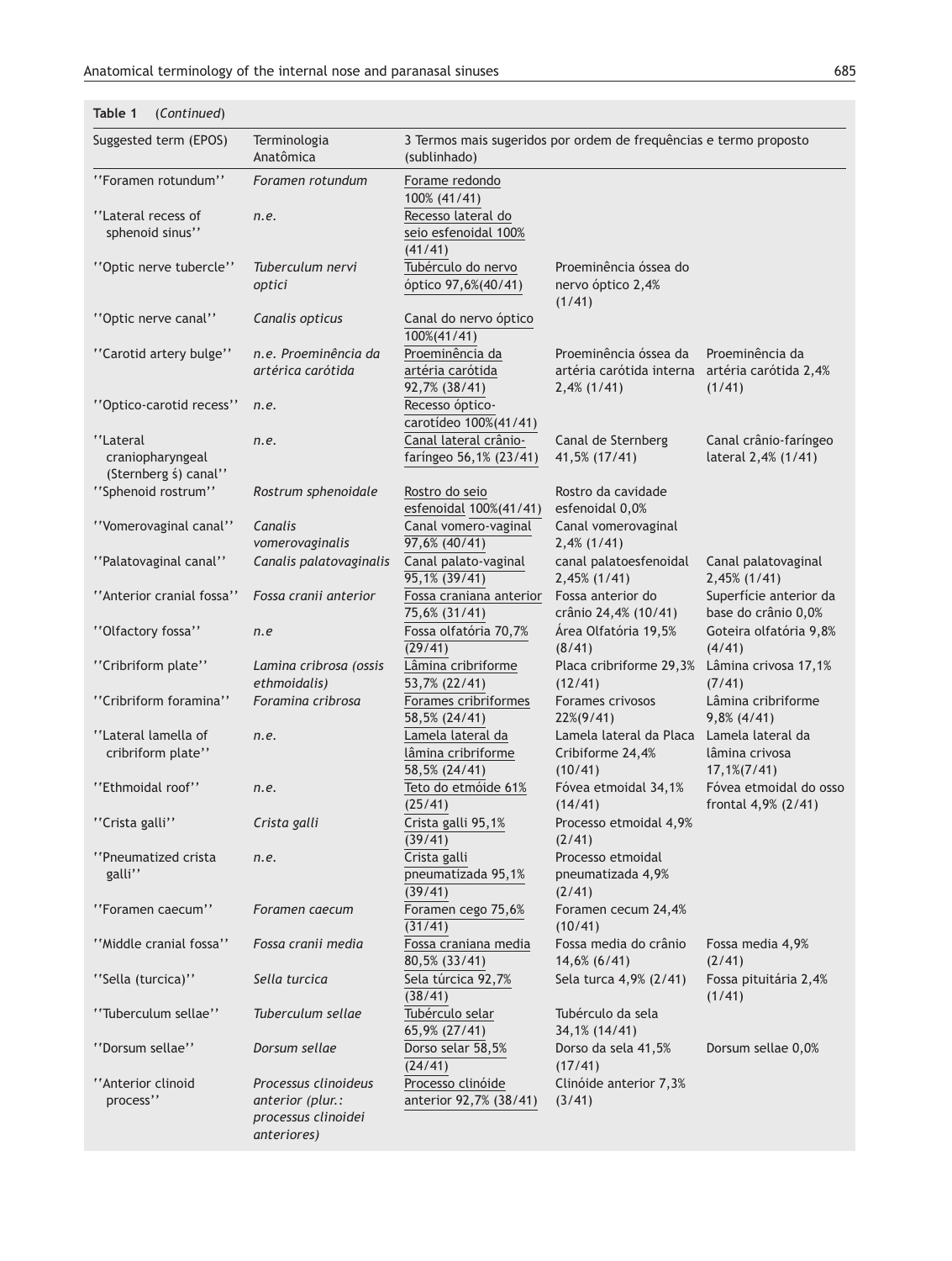**Table 1** (*Continued*)

| Suggested term (EPOS) | Terminologia Anatômica | 3 Termos mais sugeridos por ordem de frequências e termo proposto (sublinhado) | | |
|---|---|---|---|---|
| ''Foramen rotundum'' | *Foramen rotundum* | <u>Forame redondo</u> 100% (41/41) | | |
| ''Lateral recess of sphenoid sinus'' | *n.e.* | <u>Recesso lateral do seio esfenoidal 100% (41/41)</u> | | |
| ''Optic nerve tubercle'' | *Tuberculum nervi optici* | <u>Tubérculo do nervo óptico 97,6%(40/41)</u> | Proeminência óssea do nervo óptico 2,4% (1/41) | |
| ''Optic nerve canal'' | *Canalis opticus* | <u>Canal do nervo óptico 100%(41/41)</u> | | |
| ''Carotid artery bulge'' | *n.e. Proeminência da artérica carótida* | <u>Proeminência da artéria carótida 92,7% (38/41)</u> | Proeminência óssea da artéria carótida interna 2,4% (1/41) | Proeminência da artéria carótida 2,4% (1/41) |
| ''Optico-carotid recess'' | *n.e.* | <u>Recesso óptico-carotídeo 100%(41/41)</u> | | |
| ''Lateral craniopharyngeal (Sternberg ś) canal'' | *n.e.* | <u>Canal lateral crânio-faríngeo 56,1% (23/41)</u> | Canal de Sternberg 41,5% (17/41) | Canal crânio-faríngeo lateral 2,4% (1/41) |
| ''Sphenoid rostrum'' | *Rostrum sphenoidale* | <u>Rostro do seio esfenoidal</u> 100%(41/41) | Rostro da cavidade esfenoidal 0,0% | |
| ''Vomerovaginal canal'' | *Canalis vomerovaginalis* | <u>Canal vomero-vaginal 97,6% (40/41)</u> | Canal vomerovaginal 2,4% (1/41) | |
| ''Palatovaginal canal'' | *Canalis palatovaginalis* | <u>Canal palato-vaginal 95,1% (39/41)</u> | canal palatoesfenoidal 2,45% (1/41) | Canal palatovaginal 2,45% (1/41) |
| ''Anterior cranial fossa'' | *Fossa cranii anterior* | <u>Fossa craniana anterior 75,6% (31/41)</u> | Fossa anterior do crânio 24,4% (10/41) | Superfície anterior da base do crânio 0,0% |
| ''Olfactory fossa'' | *n.e* | <u>Fossa olfatória 70,7% (29/41)</u> | Área Olfatória 19,5% (8/41) | Goteira olfatória 9,8% (4/41) |
| ''Cribriform plate'' | *Lamina cribrosa (ossis ethmoidalis)* | <u>Lâmina cribriforme 53,7% (22/41)</u> | Placa cribriforme 29,3% (12/41) | Lâmina crivosa 17,1% (7/41) |
| ''Cribriform foramina'' | *Foramina cribrosa* | <u>Forames cribriformes 58,5% (24/41)</u> | Forames crivosos 22%(9/41) | Lâmina cribriforme 9,8% (4/41) |
| ''Lateral lamella of cribriform plate'' | *n.e.* | <u>Lamela lateral da lâmina cribriforme 58,5% (24/41)</u> | Lamela lateral da Placa Cribiforme 24,4% (10/41) | Lamela lateral da lâmina crivosa 17,1%(7/41) |
| ''Ethmoidal roof'' | *n.e.* | <u>Teto do etmóide 61% (25/41)</u> | Fóvea etmoidal 34,1% (14/41) | Fóvea etmoidal do osso frontal 4,9% (2/41) |
| ''Crista galli'' | *Crista galli* | <u>Crista galli 95,1% (39/41)</u> | Processo etmoidal 4,9% (2/41) | |
| ''Pneumatized crista galli'' | *n.e.* | <u>Crista galli pneumatizada 95,1% (39/41)</u> | Processo etmoidal pneumatizada 4,9% (2/41) | |
| ''Foramen caecum'' | *Foramen caecum* | <u>Foramen cego 75,6% (31/41)</u> | Foramen cecum 24,4% (10/41) | |
| ''Middle cranial fossa'' | *Fossa cranii media* | <u>Fossa craniana media 80,5% (33/41)</u> | Fossa media do crânio 14,6% (6/41) | Fossa media 4,9% (2/41) |
| ''Sella (turcica)'' | *Sella turcica* | <u>Sela túrcica 92,7% (38/41)</u> | Sela turca 4,9% (2/41) | Fossa pituitária 2,4% (1/41) |
| ''Tuberculum sellae'' | *Tuberculum sellae* | <u>Tubérculo selar 65,9% (27/41)</u> | Tubérculo da sela 34,1% (14/41) | |
| ''Dorsum sellae'' | *Dorsum sellae* | <u>Dorso selar 58,5% (24/41)</u> | Dorso da sela 41,5% (17/41) | Dorsum sellae 0,0% |
| ''Anterior clinoid process'' | *Processus clinoideus anterior (plur.: processus clinoidei anteriores)* | <u>Processo clinóide anterior 92,7% (38/41)</u> | Clinóide anterior 7,3% (3/41) | |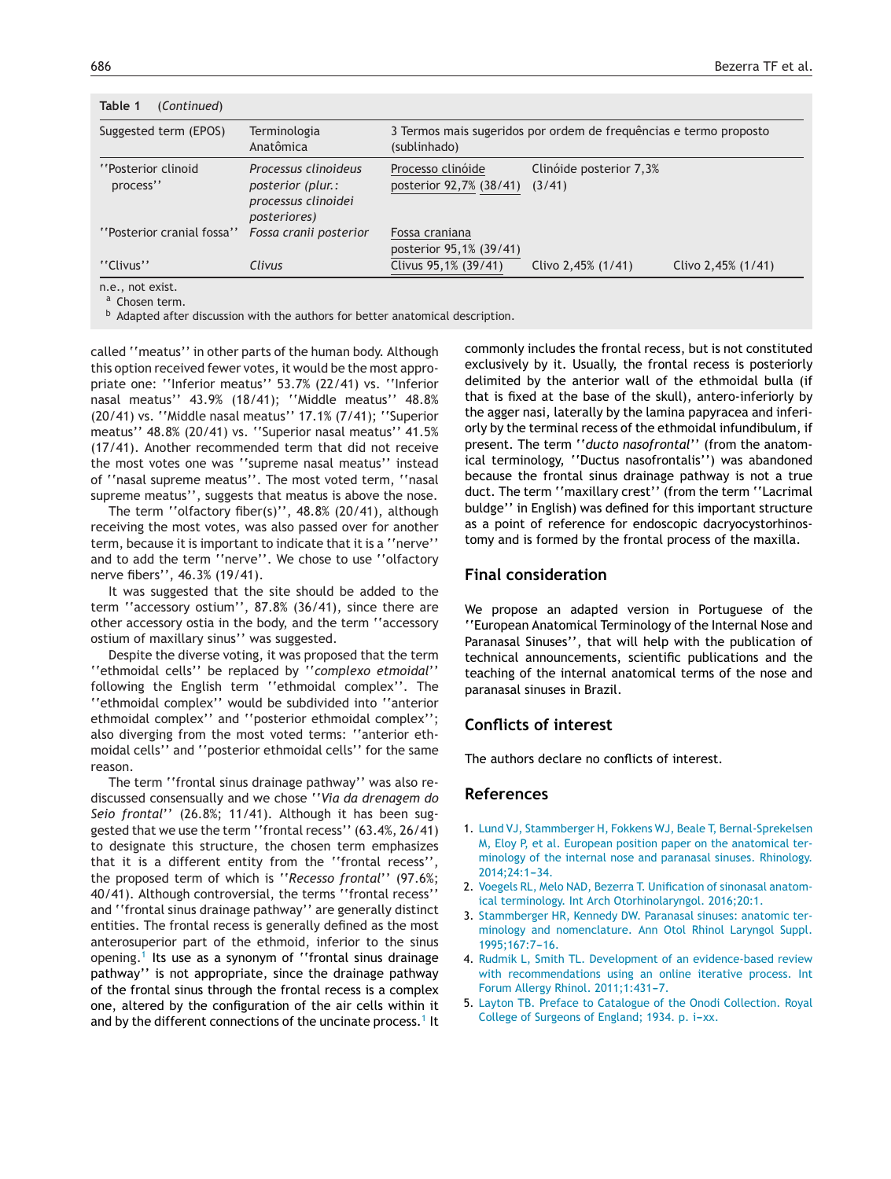**Table 1** (*Continued*)

| Suggested term (EPOS) | Terminologia Anatômica | 3 Termos mais sugeridos por ordem de frequências e termo proposto (sublinhado) | | |
|---|---|---|---|---|
| ''Posterior clinoid process'' | *Processus clinoideus posterior (plur.: processus clinoidei posteriores)* | Processo clinóide posterior 92,7% (38/41) | Clinóide posterior 7,3% (3/41) | |
| ''Posterior cranial fossa'' | *Fossa cranii posterior* | Fossa craniana posterior 95,1% (39/41) | | |
| ''Clivus'' | *Clivus* | Clivus 95,1% (39/41) | Clivo 2,45% (1/41) | Clivo 2,45% (1/41) |

n.e., not exist.
[a] Chosen term.
[b] Adapted after discussion with the authors for better anatomical description.

called ''meatus'' in other parts of the human body. Although this option received fewer votes, it would be the most appropriate one: ''Inferior meatus'' 53.7% (22/41) vs. ''Inferior nasal meatus'' 43.9% (18/41); ''Middle meatus'' 48.8% (20/41) vs. ''Middle nasal meatus'' 17.1% (7/41); ''Superior meatus'' 48.8% (20/41) vs. ''Superior nasal meatus'' 41.5% (17/41). Another recommended term that did not receive the most votes one was ''supreme nasal meatus'' instead of ''nasal supreme meatus''. The most voted term, ''nasal supreme meatus'', suggests that meatus is above the nose.

The term ''olfactory fiber(s)'', 48.8% (20/41), although receiving the most votes, was also passed over for another term, because it is important to indicate that it is a ''nerve'' and to add the term ''nerve''. We chose to use ''olfactory nerve fibers'', 46.3% (19/41).

It was suggested that the site should be added to the term ''accessory ostium'', 87.8% (36/41), since there are other accessory ostia in the body, and the term ''accessory ostium of maxillary sinus'' was suggested.

Despite the diverse voting, it was proposed that the term ''ethmoidal cells'' be replaced by *''complexo etmoidal''* following the English term ''ethmoidal complex''. The ''ethmoidal complex'' would be subdivided into ''anterior ethmoidal complex'' and ''posterior ethmoidal complex''; also diverging from the most voted terms: ''anterior ethmoidal cells'' and ''posterior ethmoidal cells'' for the same reason.

The term ''frontal sinus drainage pathway'' was also rediscussed consensually and we chose *''Via da drenagem do Seio frontal''* (26.8%; 11/41). Although it has been suggested that we use the term ''frontal recess'' (63.4%, 26/41) to designate this structure, the chosen term emphasizes that it is a different entity from the ''frontal recess'', the proposed term of which is *''Recesso frontal''* (97.6%; 40/41). Although controversial, the terms ''frontal recess'' and ''frontal sinus drainage pathway'' are generally distinct entities. The frontal recess is generally defined as the most anterosuperior part of the ethmoid, inferior to the sinus opening.[1] Its use as a synonym of ''frontal sinus drainage pathway'' is not appropriate, since the drainage pathway of the frontal sinus through the frontal recess is a complex one, altered by the configuration of the air cells within it and by the different connections of the uncinate process.[1] It commonly includes the frontal recess, but is not constituted exclusively by it. Usually, the frontal recess is posteriorly delimited by the anterior wall of the ethmoidal bulla (if that is fixed at the base of the skull), antero-inferiorly by the agger nasi, laterally by the lamina papyracea and inferiorly by the terminal recess of the ethmoidal infundibulum, if present. The term *''ducto nasofrontal''* (from the anatomical terminology, ''Ductus nasofrontalis'') was abandoned because the frontal sinus drainage pathway is not a true duct. The term ''maxillary crest'' (from the term ''Lacrimal buldge'' in English) was defined for this important structure as a point of reference for endoscopic dacryocystorhinostomy and is formed by the frontal process of the maxilla.

## Final consideration

We propose an adapted version in Portuguese of the ''European Anatomical Terminology of the Internal Nose and Paranasal Sinuses'', that will help with the publication of technical announcements, scientific publications and the teaching of the internal anatomical terms of the nose and paranasal sinuses in Brazil.

## Conflicts of interest

The authors declare no conflicts of interest.

## References

1. Lund VJ, Stammberger H, Fokkens WJ, Beale T, Bernal-Sprekelsen M, Eloy P, et al. European position paper on the anatomical terminology of the internal nose and paranasal sinuses. Rhinology. 2014;24:1–34.
2. Voegels RL, Melo NAD, Bezerra T. Unification of sinonasal anatomical terminology. Int Arch Otorhinolaryngol. 2016;20:1.
3. Stammberger HR, Kennedy DW. Paranasal sinuses: anatomic terminology and nomenclature. Ann Otol Rhinol Laryngol Suppl. 1995;167:7–16.
4. Rudmik L, Smith TL. Development of an evidence-based review with recommendations using an online iterative process. Int Forum Allergy Rhinol. 2011;1:431–7.
5. Layton TB. Preface to Catalogue of the Onodi Collection. Royal College of Surgeons of England; 1934. p. i–xx.